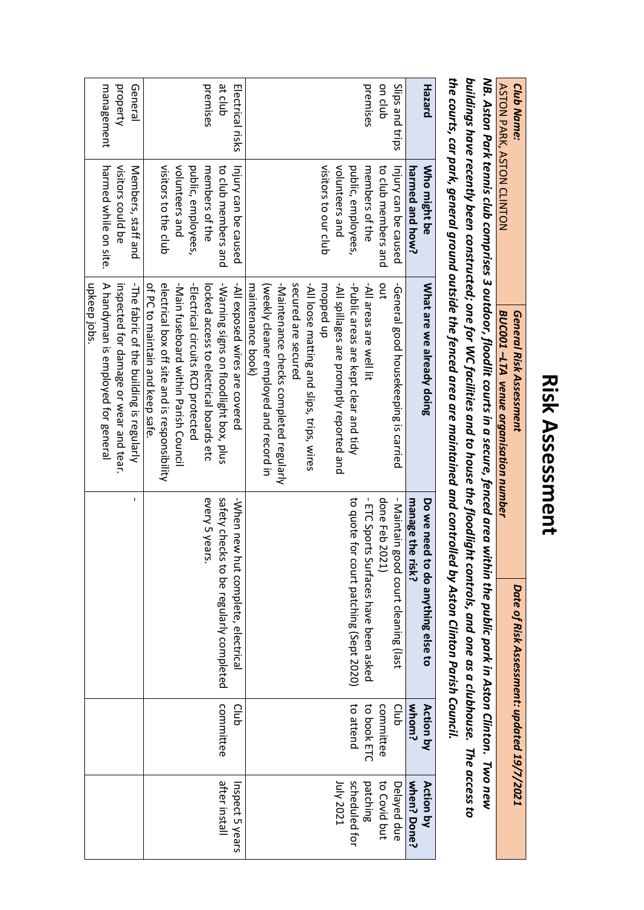# Risk Assessment

| Club Name: ASTON PARK, ASTON CLINTON | *General Risk Assessment* *BUC001 –LTA venue organisation number* | *Date of Risk Assessment: updated 19/7/2021* |
|---|---|---|

***NB. Aston Park tennis club comprises 3 outdoor, floodlit courts in a secure, fenced area within the public park in Aston Clinton. Two new buildings have recently been constructed; one for WC facilities and to house the floodlight controls, and one as a clubhouse. The access to the courts, car park, general ground outside the fenced area are maintained and controlled by Aston Clinton Parish Council.***

| Hazard | Who might be harmed and how? | What are we already doing | Do we need to do anything else to manage the risk? | Action by whom? | Action by when? Done? |
|---|---|---|---|---|---|
| Slips and trips on club premises | Injury can be caused to club members and members of the public, employees, volunteers and visitors to our club | -General good housekeeping is carried out<br>-All areas are well lit<br>-Public areas are kept clear and tidy<br>-All spillages are promptly reported and mopped up<br>-All loose matting and slips, trips, wires secured are secured<br>-Maintenance checks completed regularly (weekly cleaner employed and record in maintenance book) | - Maintain good court cleaning (last done Feb 2021)<br>- ETC Sports Surfaces have been asked to quote for court patching (Sept 2020) | Club committee to book ETC to attend | Delayed due to Covid but patching scheduled for July 2021 |
| Electrical risks at club premises | Injury can be caused to club members and members of the public, employees, volunteers and visitors to the club | -All exposed wires are covered<br>-Warning signs on floodlight box, plus locked access to electrical boards etc<br>-Electrical circuits RCD protected<br>-Main fuseboard within Parish Council electrical box off site and is responsibility of PC to maintain and keep safe. | -When new hut complete, electrical safety checks to be regularly completed every 5 years. | Club committee | Inspect 5 years after install |
| General property management | Members, staff and visitors could be harmed while on site. | -The fabric of the building is regularly inspected for damage or wear and tear. A handyman is employed for general upkeep jobs. | - | | |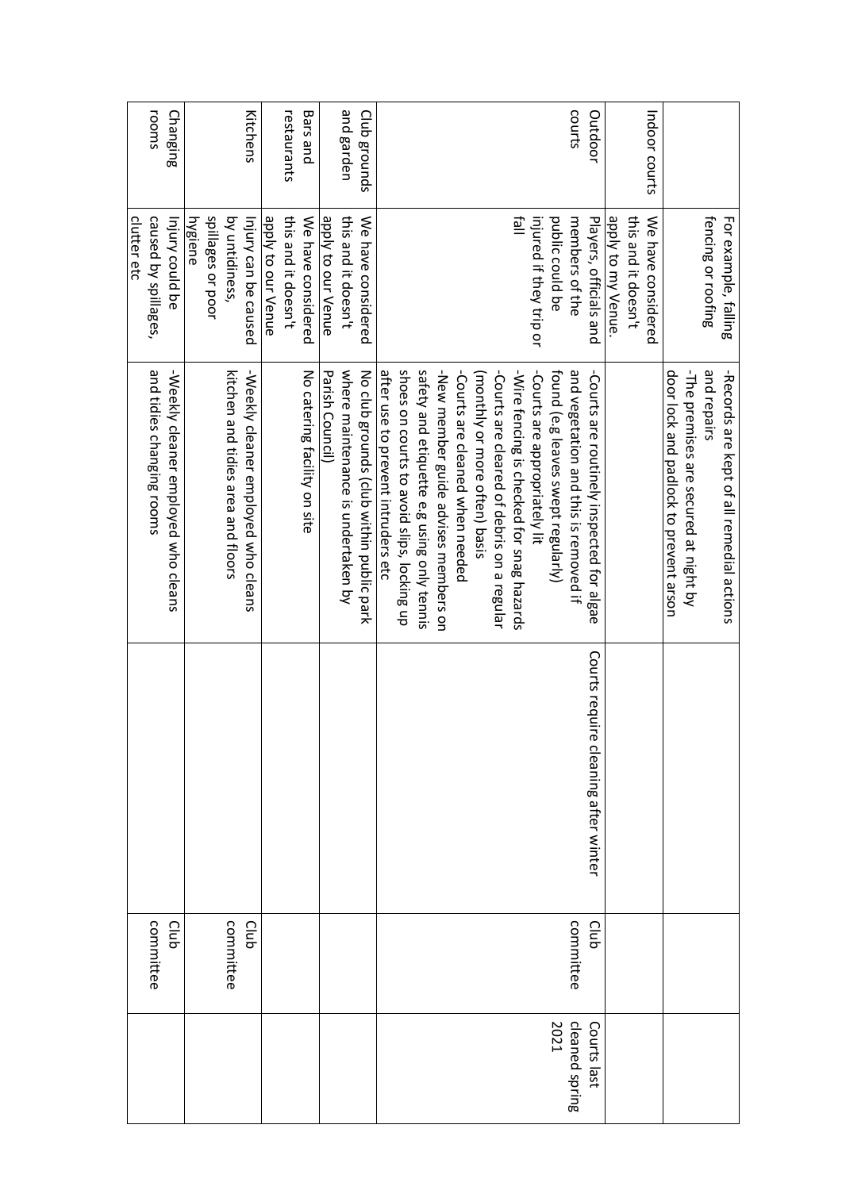| | | | | | |
|---|---|---|---|---|---|
| | For example, falling fencing or roofing | -Records are kept of all remedial actions and repairs<br>-The premises are secured at night by door lock and padlock to prevent arson | | | |
| Indoor courts | We have considered this and it doesn't apply to my Venue. | | | | |
| Outdoor courts | Players, officials and members of the public could be injured if they trip or fall | -Courts are routinely inspected for algae and vegetation and this is removed if found (e.g leaves swept regularly)<br>-Courts are appropriately lit<br>-Wire fencing is checked for snag hazards<br>-Courts are cleared of debris on a regular (monthly or more often) basis<br>-Courts are cleaned when needed<br>-New member guide advises members on safety and etiquette e.g using only tennis shoes on courts to avoid slips, locking up after use to prevent intruders etc | Courts require cleaning after winter | Club committee | Courts last cleaned spring 2021 |
| Club grounds and garden | We have considered this and it doesn't apply to our Venue | No club grounds (club within public park where maintenance is undertaken by Parish Council) | | | |
| Bars and restaurants | We have considered this and it doesn't apply to our Venue | No catering facility on site | | | |
| Kitchens | Injury can be caused by untidiness, spillages or poor hygiene | -Weekly cleaner employed who cleans kitchen and tidies area and floors | | Club committee | |
| Changing rooms | Injury could be caused by spillages, clutter etc | -Weekly cleaner employed who cleans and tidies changing rooms | | Club committee | |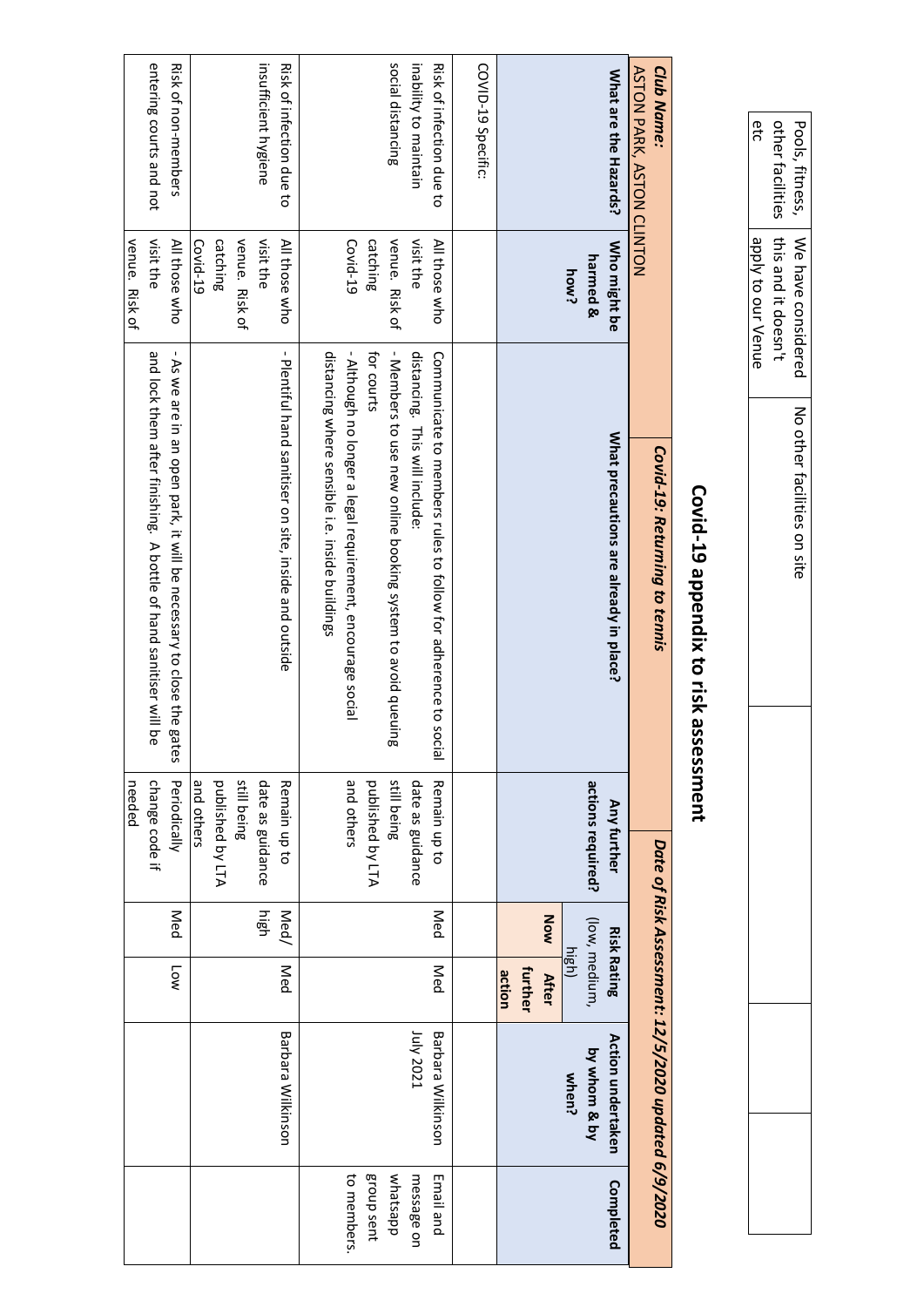| Pools, fitness, other facilities etc | We have considered this and it doesn't apply to our Venue | No other facilities on site | | | | |
|---|---|---|---|---|---|---|

# Covid-19 appendix to risk assessment

| ***Club Name:*** ASTON PARK, ASTON CLINTON | | ***Covid-19: Returning to tennis*** | | ***Date of Risk Assessment: 12/5/2020 updated 6/9/2020*** | | | |
|---|---|---|---|---|---|---|---|
| **What are the Hazards?** | **Who might be harmed & how?** | **What precautions are already in place?** | **Any further actions required?** | **Risk Rating** (low, medium, high) **Now** | **After further action** | **Action undertaken by whom & by when?** | **Completed** |
| COVID-19 Specific: | | | | | | | |
| Risk of infection due to inability to maintain social distancing | All those who visit the venue. Risk of catching Covid-19 | Communicate to members rules to follow for adherence to social distancing. This will include:<br>- Members to use new online booking system to avoid queuing for courts<br>- Although no longer a legal requirement, encourage social distancing where sensible i.e. inside buildings | Remain up to date as guidance still being published by LTA and others | Med | Med | Barbara Wilkinson July 2021 | Email and message on whatsapp group sent to members. |
| Risk of infection due to insufficient hygiene | All those who visit the venue. Risk of catching Covid-19 | - Plentiful hand sanitiser on site, inside and outside | Remain up to date as guidance still being published by LTA and others | Med/ high | Med | Barbara Wilkinson | |
| Risk of non-members entering courts and not | All those who visit the venue. Risk of | - As we are in an open park, it will be necessary to close the gates and lock them after finishing. A bottle of hand sanitiser will be | Periodically change code if needed | Med | Low | | |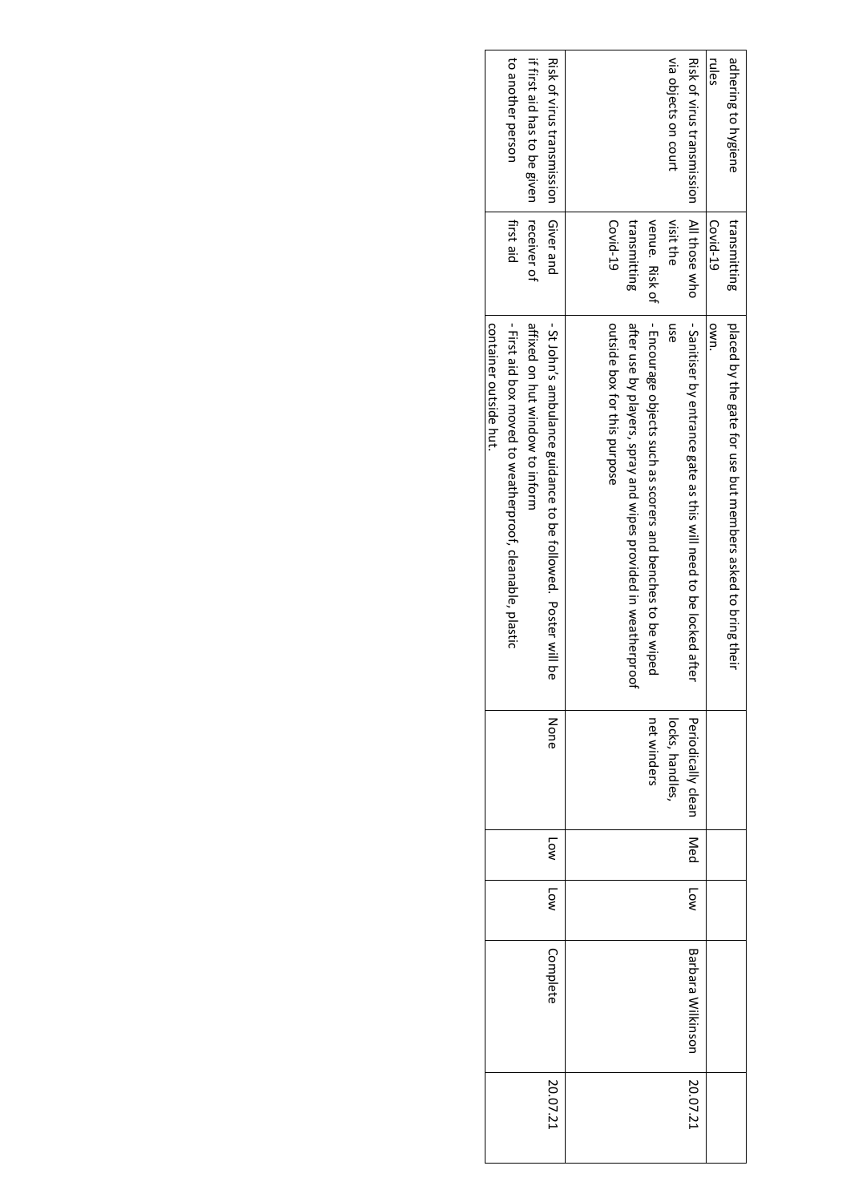| | | | | | | | | |
|---|---|---|---|---|---|---|---|---|
| adhering to hygiene rules | transmitting Covid-19 | placed by the gate for use but members asked to bring their own. | | | | | | |
| Risk of virus transmission via objects on court | All those who visit the venue. Risk of transmitting Covid-19 | - Sanitiser by entrance gate as this will need to be locked after use<br>- Encourage objects such as scorers and benches to be wiped after use by players, spray and wipes provided in weatherproof outside box for this purpose | Periodically clean locks, handles, net winders | Med | Low | Barbara Wilkinson | 20.07.21 | |
| Risk of virus transmission if first aid has to be given to another person | Giver and receiver of first aid | - St John's ambulance guidance to be followed. Poster will be affixed on hut window to inform<br>- First aid box moved to weatherproof, cleanable, plastic container outside hut. | None | Low | Low | Complete | 20.07.21 | |